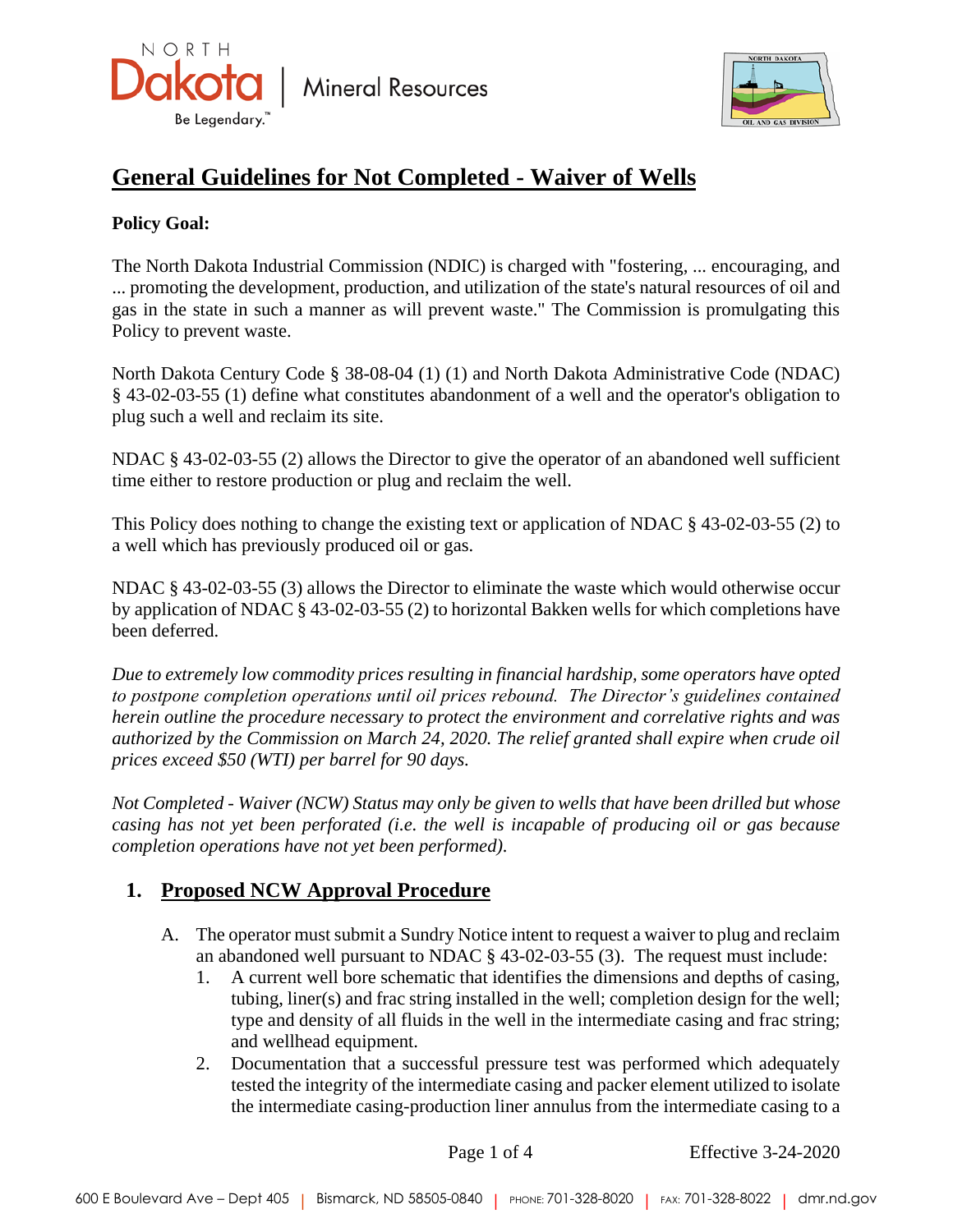# General Guidelines for Not Completed - Waiver of Wells

**Policy Goal:**

The North Dakota Industrial Commission (NDIC) is charged with "fostering, ... encouraging, and ... promoting the development, production, and utilization of the state's natural resources of oil and gas in the state in such a manner as will prevent waste." The Commission is promulgating this Policy to prevent waste.

North Dakota Century Code § 38-08-04 (1) (1) and North Dakota Administrative Code (NDAC) § 43-02-03-55 (1) define what constitutes abandonment of a well and the operator's obligation to plug such a well and reclaim its site.

NDAC § 43-02-03-55 (2) allows the Director to give the operator of an abandoned well sufficient time either to restore production or plug and reclaim the well.

This Policy does nothing to change the existing text or application of NDAC § 43-02-03-55 (2) to a well which has previously produced oil or gas.

NDAC § 43-02-03-55 (3) allows the Director to eliminate the waste which would otherwise occur by application of NDAC § 43-02-03-55 (2) to horizontal Bakken wells for which completions have been deferred.

*Due to extremely low commodity prices resulting in financial hardship, some operators have opted to postpone completion operations until oil prices rebound. The Director's guidelines contained herein outline the procedure necessary to protect the environment and correlative rights and was authorized by the Commission on March 24, 2020. The relief granted shall expire when crude oil prices exceed $50 (WTI) per barrel for 90 days.*

*Not Completed - Waiver (NCW) Status may only be given to wells that have been drilled but whose casing has not yet been perforated (i.e. the well is incapable of producing oil or gas because completion operations have not yet been performed).*

## 1. Proposed NCW Approval Procedure

A. The operator must submit a Sundry Notice intent to request a waiver to plug and reclaim an abandoned well pursuant to NDAC § 43-02-03-55 (3). The request must include:

1. A current well bore schematic that identifies the dimensions and depths of casing, tubing, liner(s) and frac string installed in the well; completion design for the well; type and density of all fluids in the well in the intermediate casing and frac string; and wellhead equipment.
2. Documentation that a successful pressure test was performed which adequately tested the integrity of the intermediate casing and packer element utilized to isolate the intermediate casing-production liner annulus from the intermediate casing to a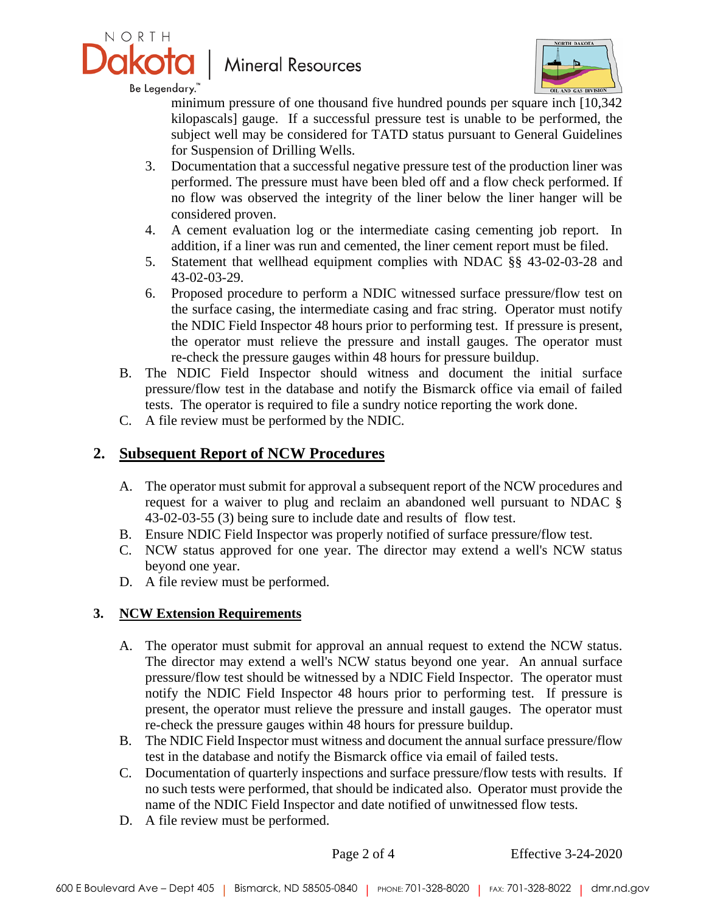minimum pressure of one thousand five hundred pounds per square inch [10,342 kilopascals] gauge. If a successful pressure test is unable to be performed, the subject well may be considered for TATD status pursuant to General Guidelines for Suspension of Drilling Wells.

3. Documentation that a successful negative pressure test of the production liner was performed. The pressure must have been bled off and a flow check performed. If no flow was observed the integrity of the liner below the liner hanger will be considered proven.
4. A cement evaluation log or the intermediate casing cementing job report. In addition, if a liner was run and cemented, the liner cement report must be filed.
5. Statement that wellhead equipment complies with NDAC §§ 43-02-03-28 and 43-02-03-29.
6. Proposed procedure to perform a NDIC witnessed surface pressure/flow test on the surface casing, the intermediate casing and frac string. Operator must notify the NDIC Field Inspector 48 hours prior to performing test. If pressure is present, the operator must relieve the pressure and install gauges. The operator must re-check the pressure gauges within 48 hours for pressure buildup.

B. The NDIC Field Inspector should witness and document the initial surface pressure/flow test in the database and notify the Bismarck office via email of failed tests. The operator is required to file a sundry notice reporting the work done.

C. A file review must be performed by the NDIC.

## 2. Subsequent Report of NCW Procedures

A. The operator must submit for approval a subsequent report of the NCW procedures and request for a waiver to plug and reclaim an abandoned well pursuant to NDAC § 43-02-03-55 (3) being sure to include date and results of flow test.

B. Ensure NDIC Field Inspector was properly notified of surface pressure/flow test.

C. NCW status approved for one year. The director may extend a well's NCW status beyond one year.

D. A file review must be performed.

## 3. NCW Extension Requirements

A. The operator must submit for approval an annual request to extend the NCW status. The director may extend a well's NCW status beyond one year. An annual surface pressure/flow test should be witnessed by a NDIC Field Inspector. The operator must notify the NDIC Field Inspector 48 hours prior to performing test. If pressure is present, the operator must relieve the pressure and install gauges. The operator must re-check the pressure gauges within 48 hours for pressure buildup.

B. The NDIC Field Inspector must witness and document the annual surface pressure/flow test in the database and notify the Bismarck office via email of failed tests.

C. Documentation of quarterly inspections and surface pressure/flow tests with results. If no such tests were performed, that should be indicated also. Operator must provide the name of the NDIC Field Inspector and date notified of unwitnessed flow tests.

D. A file review must be performed.

Effective 3-24-2020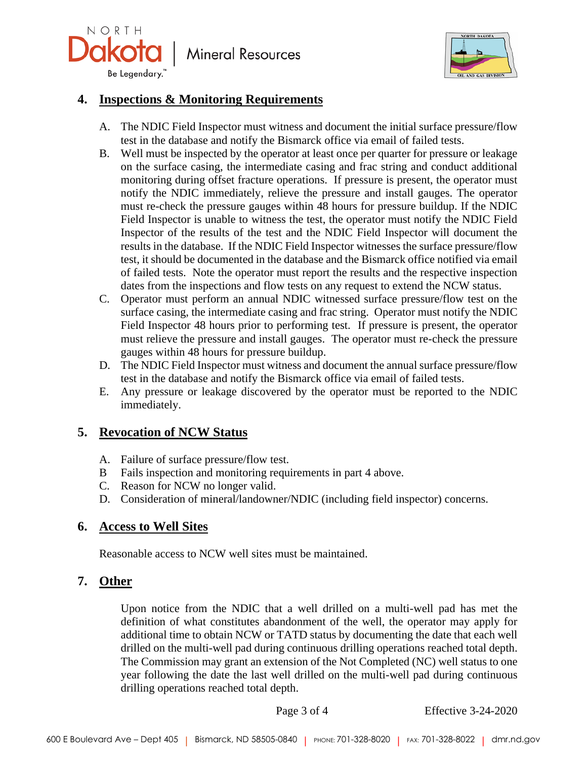## 4. Inspections & Monitoring Requirements

A. The NDIC Field Inspector must witness and document the initial surface pressure/flow test in the database and notify the Bismarck office via email of failed tests.

B. Well must be inspected by the operator at least once per quarter for pressure or leakage on the surface casing, the intermediate casing and frac string and conduct additional monitoring during offset fracture operations. If pressure is present, the operator must notify the NDIC immediately, relieve the pressure and install gauges. The operator must re-check the pressure gauges within 48 hours for pressure buildup. If the NDIC Field Inspector is unable to witness the test, the operator must notify the NDIC Field Inspector of the results of the test and the NDIC Field Inspector will document the results in the database. If the NDIC Field Inspector witnesses the surface pressure/flow test, it should be documented in the database and the Bismarck office notified via email of failed tests. Note the operator must report the results and the respective inspection dates from the inspections and flow tests on any request to extend the NCW status.

C. Operator must perform an annual NDIC witnessed surface pressure/flow test on the surface casing, the intermediate casing and frac string. Operator must notify the NDIC Field Inspector 48 hours prior to performing test. If pressure is present, the operator must relieve the pressure and install gauges. The operator must re-check the pressure gauges within 48 hours for pressure buildup.

D. The NDIC Field Inspector must witness and document the annual surface pressure/flow test in the database and notify the Bismarck office via email of failed tests.

E. Any pressure or leakage discovered by the operator must be reported to the NDIC immediately.

## 5. Revocation of NCW Status

A. Failure of surface pressure/flow test.

B Fails inspection and monitoring requirements in part 4 above.

C. Reason for NCW no longer valid.

D. Consideration of mineral/landowner/NDIC (including field inspector) concerns.

## 6. Access to Well Sites

Reasonable access to NCW well sites must be maintained.

## 7. Other

Upon notice from the NDIC that a well drilled on a multi-well pad has met the definition of what constitutes abandonment of the well, the operator may apply for additional time to obtain NCW or TATD status by documenting the date that each well drilled on the multi-well pad during continuous drilling operations reached total depth. The Commission may grant an extension of the Not Completed (NC) well status to one year following the date the last well drilled on the multi-well pad during continuous drilling operations reached total depth.

Effective 3-24-2020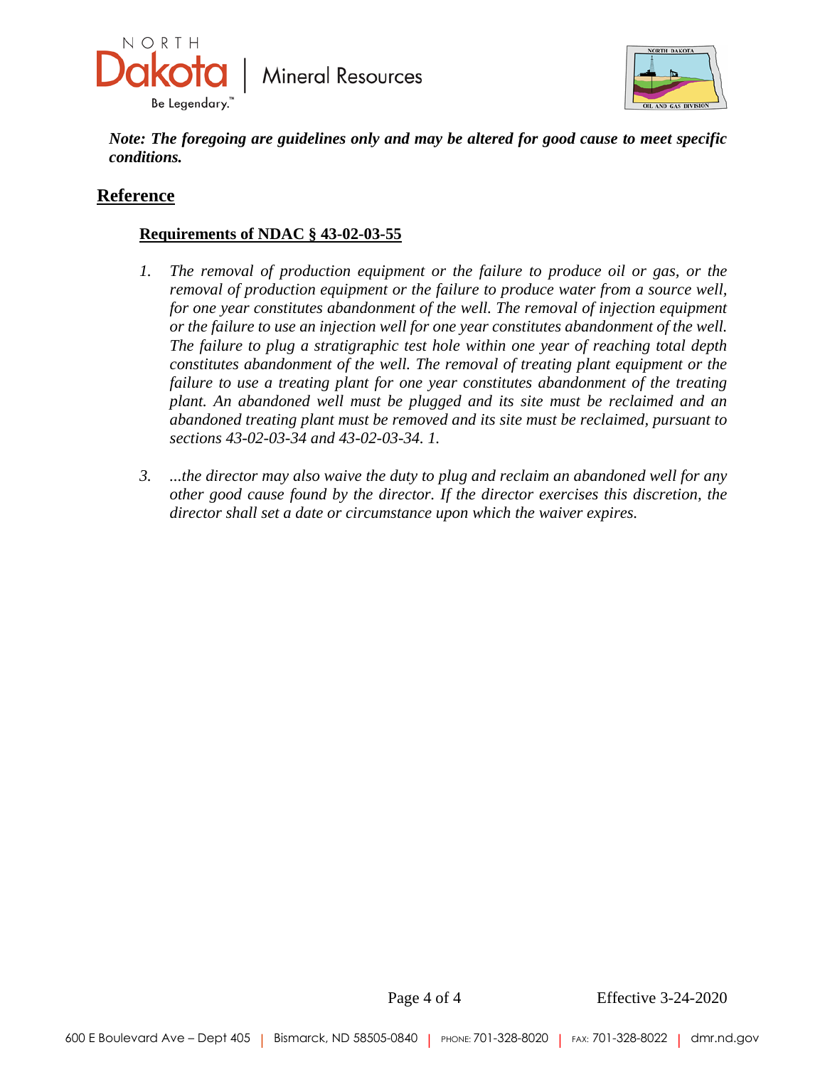***Note: The foregoing are guidelines only and may be altered for good cause to meet specific conditions.***

## Reference

### Requirements of NDAC § 43-02-03-55

1. *The removal of production equipment or the failure to produce oil or gas, or the removal of production equipment or the failure to produce water from a source well, for one year constitutes abandonment of the well. The removal of injection equipment or the failure to use an injection well for one year constitutes abandonment of the well. The failure to plug a stratigraphic test hole within one year of reaching total depth constitutes abandonment of the well. The removal of treating plant equipment or the failure to use a treating plant for one year constitutes abandonment of the treating plant. An abandoned well must be plugged and its site must be reclaimed and an abandoned treating plant must be removed and its site must be reclaimed, pursuant to sections 43-02-03-34 and 43-02-03-34. 1.*

3. *...the director may also waive the duty to plug and reclaim an abandoned well for any other good cause found by the director. If the director exercises this discretion, the director shall set a date or circumstance upon which the waiver expires.*

Effective 3-24-2020